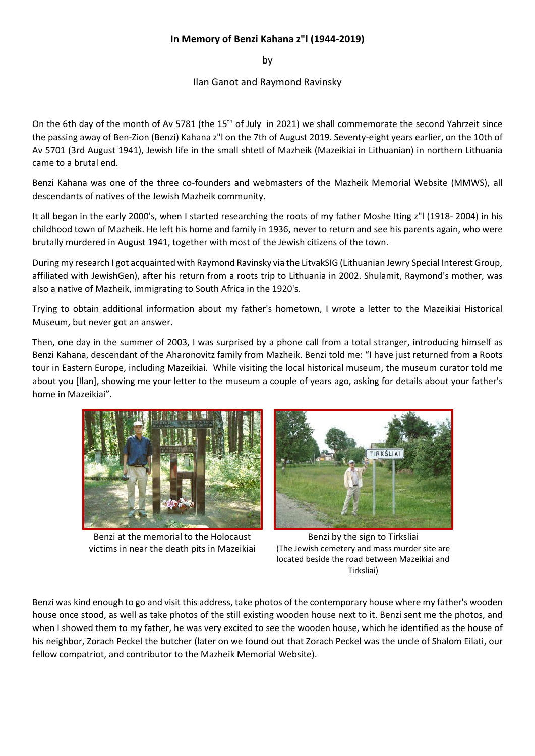# **In Memory of Benzi Kahana z"l (1944-2019)**

by

Ilan Ganot and Raymond Ravinsky

On the 6th day of the month of Av 5781 (the 15th of July in 2021) we shall commemorate the second Yahrzeit since the passing away of Ben-Zion (Benzi) Kahana z"l on the 7th of August 2019. Seventy-eight years earlier, on the 10th of Av 5701 (3rd August 1941), Jewish life in the small shtetl of Mazheik (Mazeikiai in Lithuanian) in northern Lithuania came to a brutal end.

Benzi Kahana was one of the three co-founders and webmasters of the Mazheik Memorial Website (MMWS), all descendants of natives of the Jewish Mazheik community.

It all began in the early 2000's, when I started researching the roots of my father Moshe Iting z"l (1918- 2004) in his childhood town of Mazheik. He left his home and family in 1936, never to return and see his parents again, who were brutally murdered in August 1941, together with most of the Jewish citizens of the town.

During my research I got acquainted with Raymond Ravinsky via the LitvakSIG (Lithuanian Jewry Special Interest Group, affiliated with JewishGen), after his return from a roots trip to Lithuania in 2002. Shulamit, Raymond's mother, was also a native of Mazheik, immigrating to South Africa in the 1920's.

Trying to obtain additional information about my father's hometown, I wrote a letter to the Mazeikiai Historical Museum, but never got an answer.

Then, one day in the summer of 2003, I was surprised by a phone call from a total stranger, introducing himself as Benzi Kahana, descendant of the Aharonovitz family from Mazheik. Benzi told me: "I have just returned from a Roots tour in Eastern Europe, including Mazeikiai. While visiting the local historical museum, the museum curator told me about you [Ilan], showing me your letter to the museum a couple of years ago, asking for details about your father's home in Mazeikiai".

Benzi at the memorial to the Holocaust victims in near the death pits in Mazeikiai

Benzi by the sign to Tirksliai
(The Jewish cemetery and mass murder site are located beside the road between Mazeikiai and Tirksliai)

Benzi was kind enough to go and visit this address, take photos of the contemporary house where my father's wooden house once stood, as well as take photos of the still existing wooden house next to it. Benzi sent me the photos, and when I showed them to my father, he was very excited to see the wooden house, which he identified as the house of his neighbor, Zorach Peckel the butcher (later on we found out that Zorach Peckel was the uncle of Shalom Eilati, our fellow compatriot, and contributor to the Mazheik Memorial Website).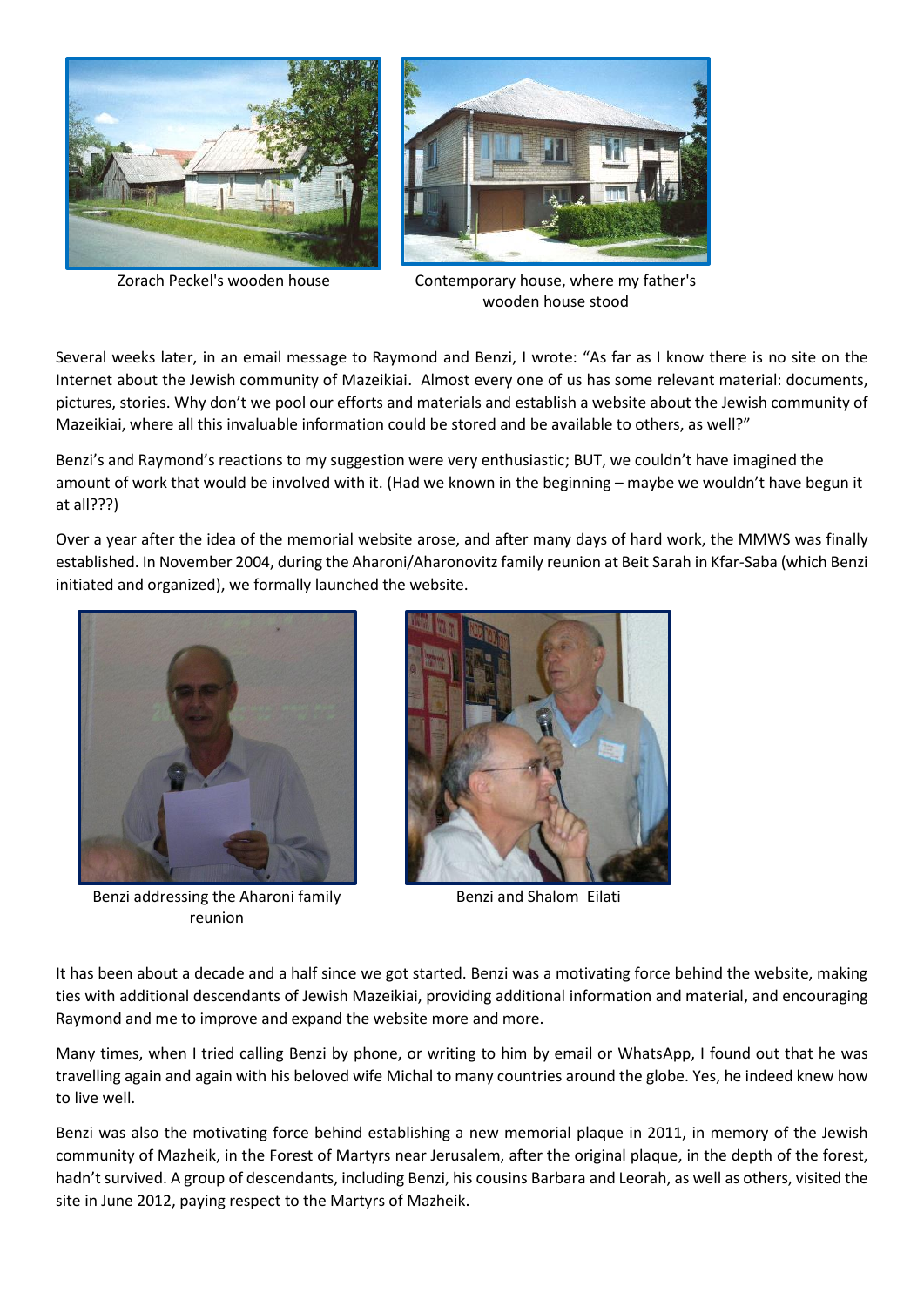Zorach Peckel's wooden house

Contemporary house, where my father's wooden house stood

Several weeks later, in an email message to Raymond and Benzi, I wrote: "As far as I know there is no site on the Internet about the Jewish community of Mazeikiai. Almost every one of us has some relevant material: documents, pictures, stories. Why don't we pool our efforts and materials and establish a website about the Jewish community of Mazeikiai, where all this invaluable information could be stored and be available to others, as well?"

Benzi's and Raymond's reactions to my suggestion were very enthusiastic; BUT, we couldn't have imagined the amount of work that would be involved with it. (Had we known in the beginning – maybe we wouldn't have begun it at all???)

Over a year after the idea of the memorial website arose, and after many days of hard work, the MMWS was finally established. In November 2004, during the Aharoni/Aharonovitz family reunion at Beit Sarah in Kfar-Saba (which Benzi initiated and organized), we formally launched the website.

Benzi addressing the Aharoni family reunion

Benzi and Shalom Eilati

It has been about a decade and a half since we got started. Benzi was a motivating force behind the website, making ties with additional descendants of Jewish Mazeikiai, providing additional information and material, and encouraging Raymond and me to improve and expand the website more and more.

Many times, when I tried calling Benzi by phone, or writing to him by email or WhatsApp, I found out that he was travelling again and again with his beloved wife Michal to many countries around the globe. Yes, he indeed knew how to live well.

Benzi was also the motivating force behind establishing a new memorial plaque in 2011, in memory of the Jewish community of Mazheik, in the Forest of Martyrs near Jerusalem, after the original plaque, in the depth of the forest, hadn't survived. A group of descendants, including Benzi, his cousins Barbara and Leorah, as well as others, visited the site in June 2012, paying respect to the Martyrs of Mazheik.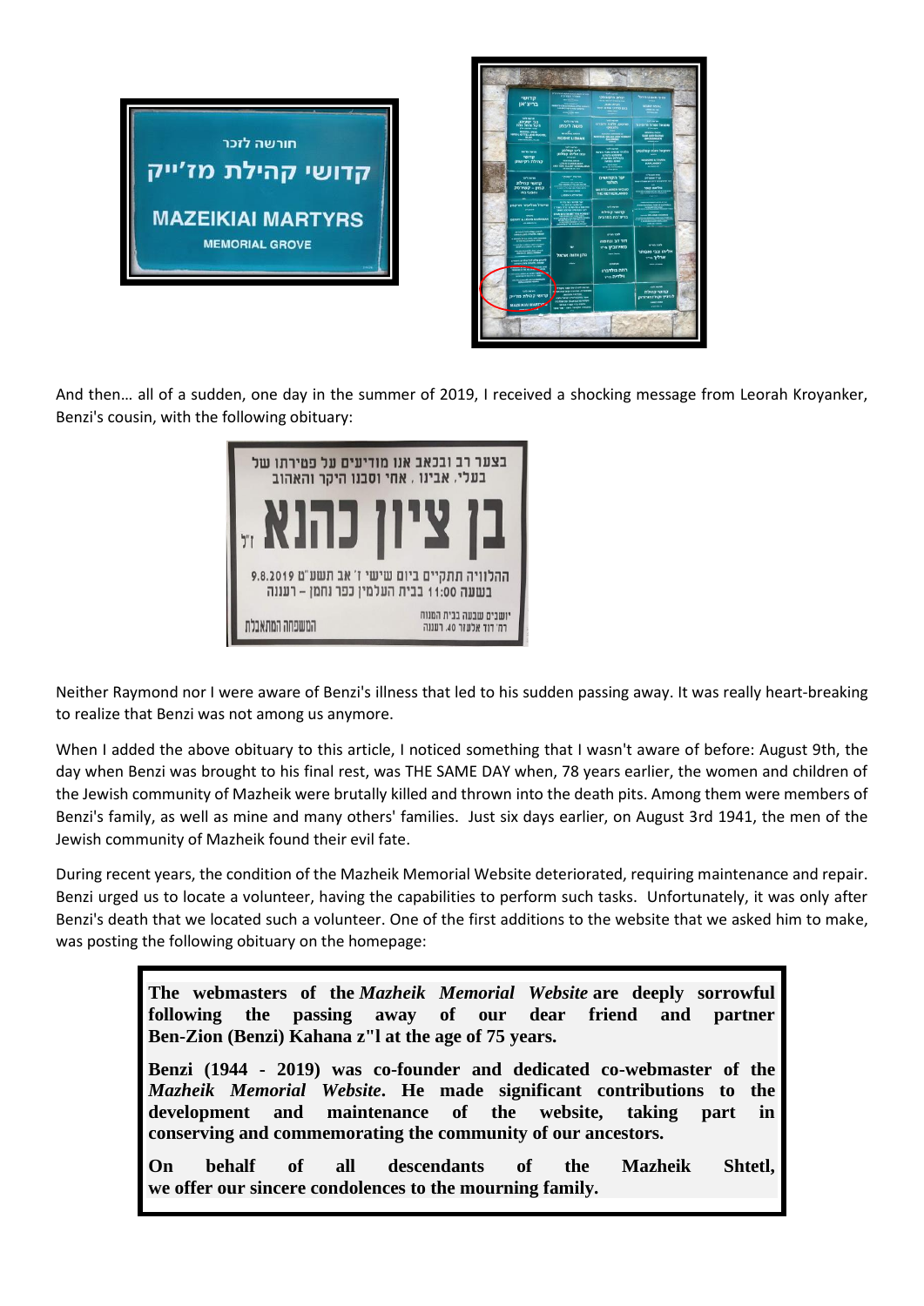And then… all of a sudden, one day in the summer of 2019, I received a shocking message from Leorah Kroyanker, Benzi's cousin, with the following obituary:

Neither Raymond nor I were aware of Benzi's illness that led to his sudden passing away. It was really heart-breaking to realize that Benzi was not among us anymore.

When I added the above obituary to this article, I noticed something that I wasn't aware of before: August 9th, the day when Benzi was brought to his final rest, was THE SAME DAY when, 78 years earlier, the women and children of the Jewish community of Mazheik were brutally killed and thrown into the death pits. Among them were members of Benzi's family, as well as mine and many others' families. Just six days earlier, on August 3rd 1941, the men of the Jewish community of Mazheik found their evil fate.

During recent years, the condition of the Mazheik Memorial Website deteriorated, requiring maintenance and repair. Benzi urged us to locate a volunteer, having the capabilities to perform such tasks. Unfortunately, it was only after Benzi's death that we located such a volunteer. One of the first additions to the website that we asked him to make, was posting the following obituary on the homepage:

> **The webmasters of the *Mazheik Memorial Website* are deeply sorrowful following the passing away of our dear friend and partner Ben-Zion (Benzi) Kahana z"l at the age of 75 years.**
>
> **Benzi (1944 - 2019) was co-founder and dedicated co-webmaster of the *Mazheik Memorial Website*. He made significant contributions to the development and maintenance of the website, taking part in conserving and commemorating the community of our ancestors.**
>
> **On behalf of all descendants of the Mazheik Shtetl, we offer our sincere condolences to the mourning family.**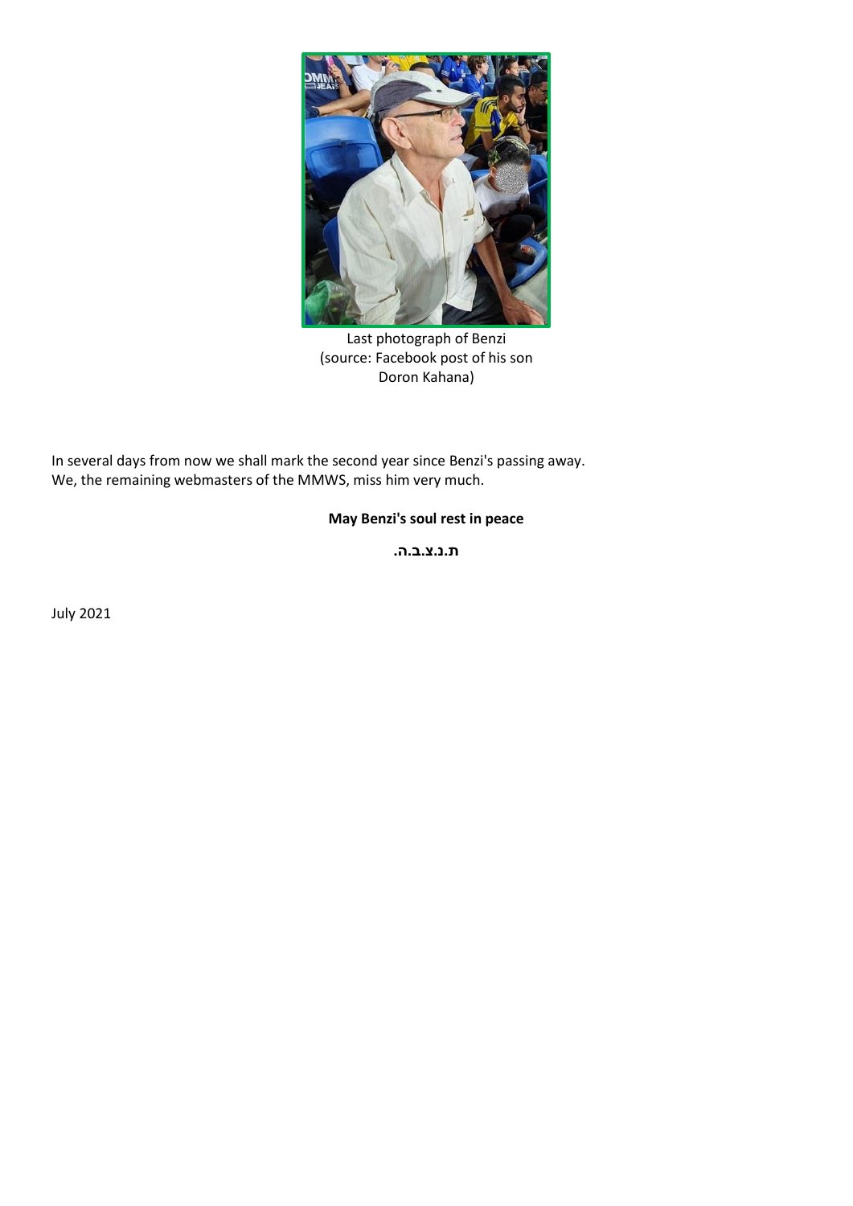Last photograph of Benzi
(source: Facebook post of his son
Doron Kahana)

In several days from now we shall mark the second year since Benzi's passing away.
We, the remaining webmasters of the MMWS, miss him very much.

**May Benzi's soul rest in peace**

**ת.נ.צ.ב.ה.**

July 2021